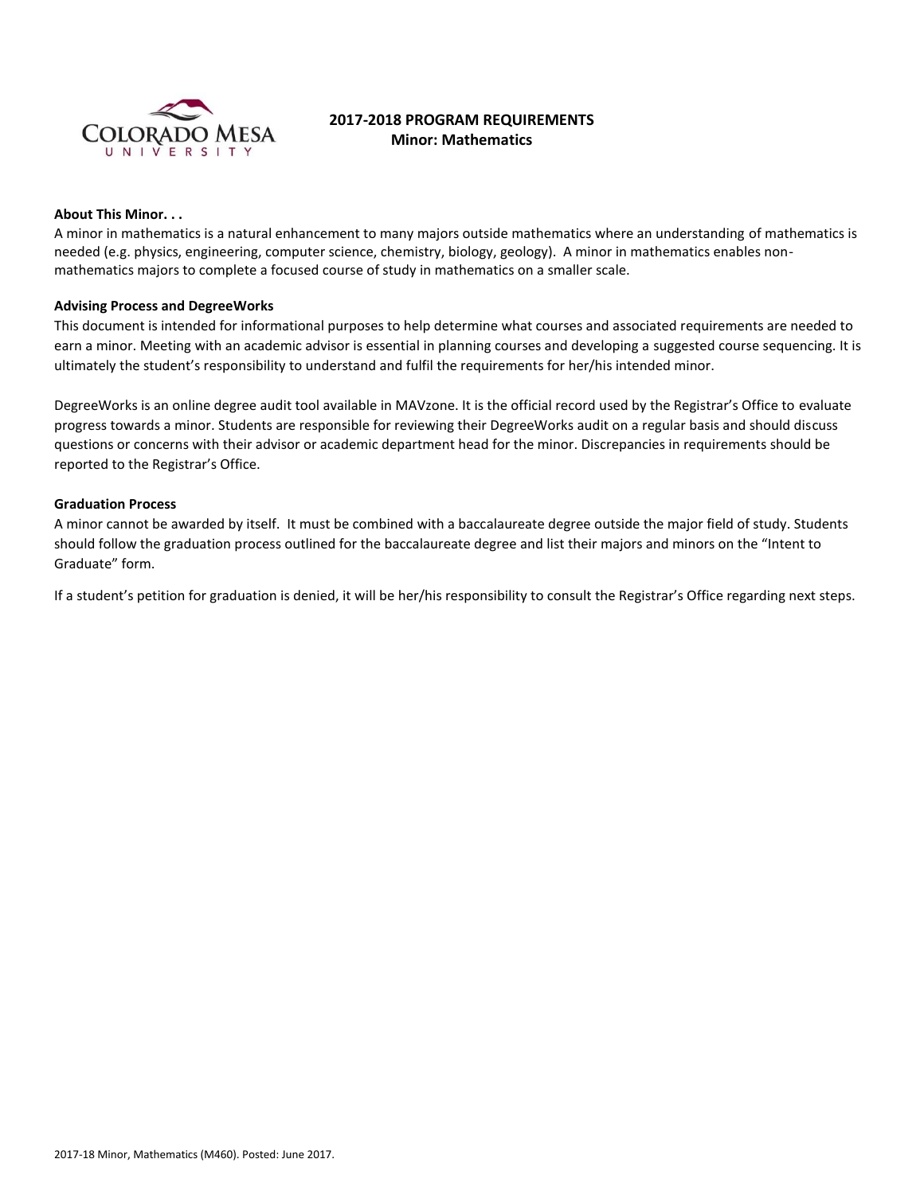# 2017-2018 PROGRAM REQUIREMENTS
## Minor: Mathematics

**About This Minor. . .**

A minor in mathematics is a natural enhancement to many majors outside mathematics where an understanding of mathematics is needed (e.g. physics, engineering, computer science, chemistry, biology, geology). A minor in mathematics enables non-mathematics majors to complete a focused course of study in mathematics on a smaller scale.

**Advising Process and DegreeWorks**

This document is intended for informational purposes to help determine what courses and associated requirements are needed to earn a minor. Meeting with an academic advisor is essential in planning courses and developing a suggested course sequencing. It is ultimately the student's responsibility to understand and fulfil the requirements for her/his intended minor.

DegreeWorks is an online degree audit tool available in MAVzone. It is the official record used by the Registrar's Office to evaluate progress towards a minor. Students are responsible for reviewing their DegreeWorks audit on a regular basis and should discuss questions or concerns with their advisor or academic department head for the minor. Discrepancies in requirements should be reported to the Registrar's Office.

**Graduation Process**

A minor cannot be awarded by itself. It must be combined with a baccalaureate degree outside the major field of study. Students should follow the graduation process outlined for the baccalaureate degree and list their majors and minors on the "Intent to Graduate" form.

If a student's petition for graduation is denied, it will be her/his responsibility to consult the Registrar's Office regarding next steps.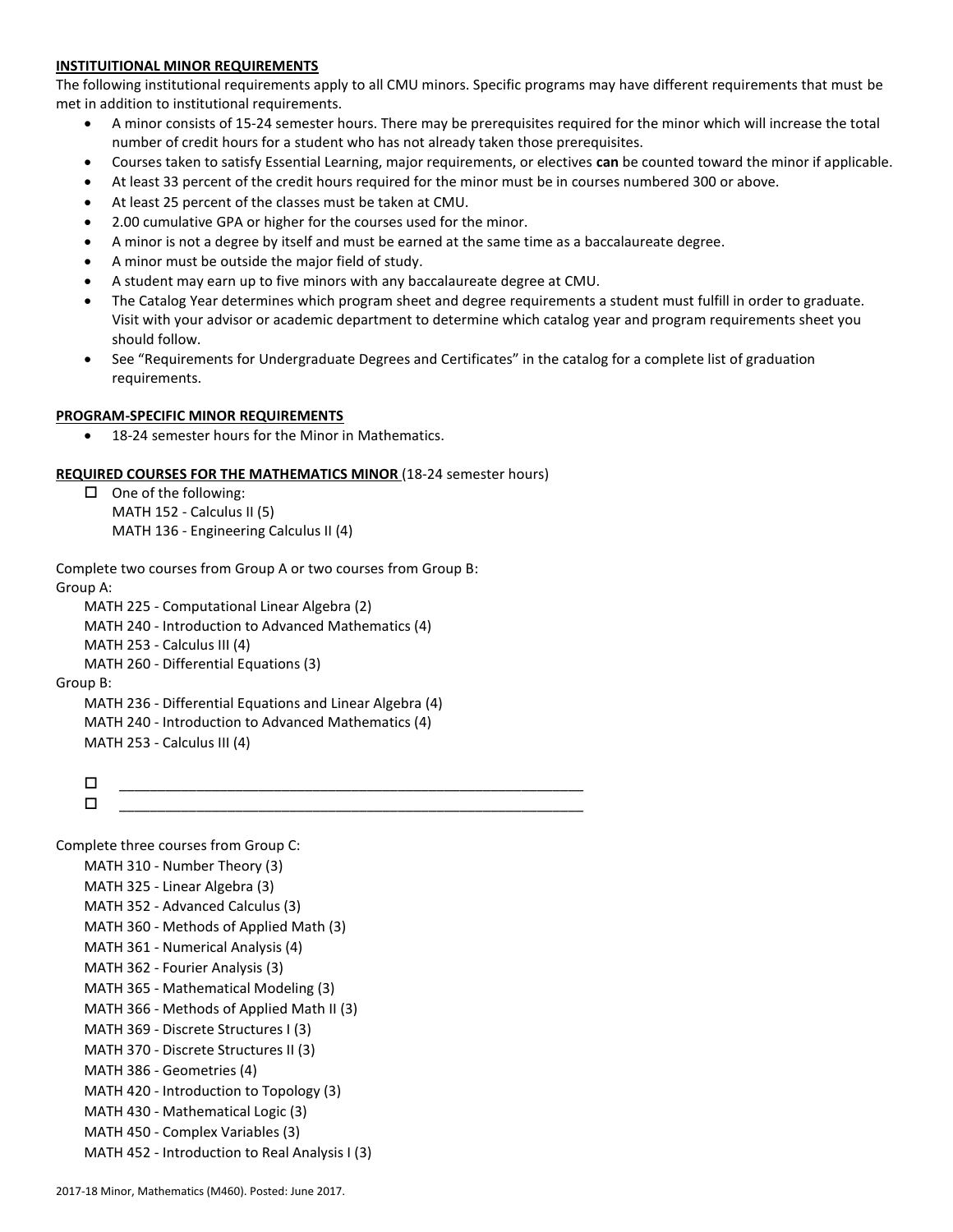**INSTIITUITIONAL MINOR REQUIREMENTS**

The following institutional requirements apply to all CMU minors. Specific programs may have different requirements that must be met in addition to institutional requirements.

- A minor consists of 15-24 semester hours. There may be prerequisites required for the minor which will increase the total number of credit hours for a student who has not already taken those prerequisites.
- Courses taken to satisfy Essential Learning, major requirements, or electives **can** be counted toward the minor if applicable.
- At least 33 percent of the credit hours required for the minor must be in courses numbered 300 or above.
- At least 25 percent of the classes must be taken at CMU.
- 2.00 cumulative GPA or higher for the courses used for the minor.
- A minor is not a degree by itself and must be earned at the same time as a baccalaureate degree.
- A minor must be outside the major field of study.
- A student may earn up to five minors with any baccalaureate degree at CMU.
- The Catalog Year determines which program sheet and degree requirements a student must fulfill in order to graduate. Visit with your advisor or academic department to determine which catalog year and program requirements sheet you should follow.
- See "Requirements for Undergraduate Degrees and Certificates" in the catalog for a complete list of graduation requirements.

**PROGRAM-SPECIFIC MINOR REQUIREMENTS**

- 18-24 semester hours for the Minor in Mathematics.

**REQUIRED COURSES FOR THE MATHEMATICS MINOR** (18-24 semester hours)

- ☐ One of the following:
  MATH 152 - Calculus II (5)
  MATH 136 - Engineering Calculus II (4)

Complete two courses from Group A or two courses from Group B:

Group A:

MATH 225 - Computational Linear Algebra (2)
MATH 240 - Introduction to Advanced Mathematics (4)
MATH 253 - Calculus III (4)
MATH 260 - Differential Equations (3)

Group B:

MATH 236 - Differential Equations and Linear Algebra (4)
MATH 240 - Introduction to Advanced Mathematics (4)
MATH 253 - Calculus III (4)

- ☐ ____________________________________________
- ☐ ____________________________________________

Complete three courses from Group C:

MATH 310 - Number Theory (3)
MATH 325 - Linear Algebra (3)
MATH 352 - Advanced Calculus (3)
MATH 360 - Methods of Applied Math (3)
MATH 361 - Numerical Analysis (4)
MATH 362 - Fourier Analysis (3)
MATH 365 - Mathematical Modeling (3)
MATH 366 - Methods of Applied Math II (3)
MATH 369 - Discrete Structures I (3)
MATH 370 - Discrete Structures II (3)
MATH 386 - Geometries (4)
MATH 420 - Introduction to Topology (3)
MATH 430 - Mathematical Logic (3)
MATH 450 - Complex Variables (3)
MATH 452 - Introduction to Real Analysis I (3)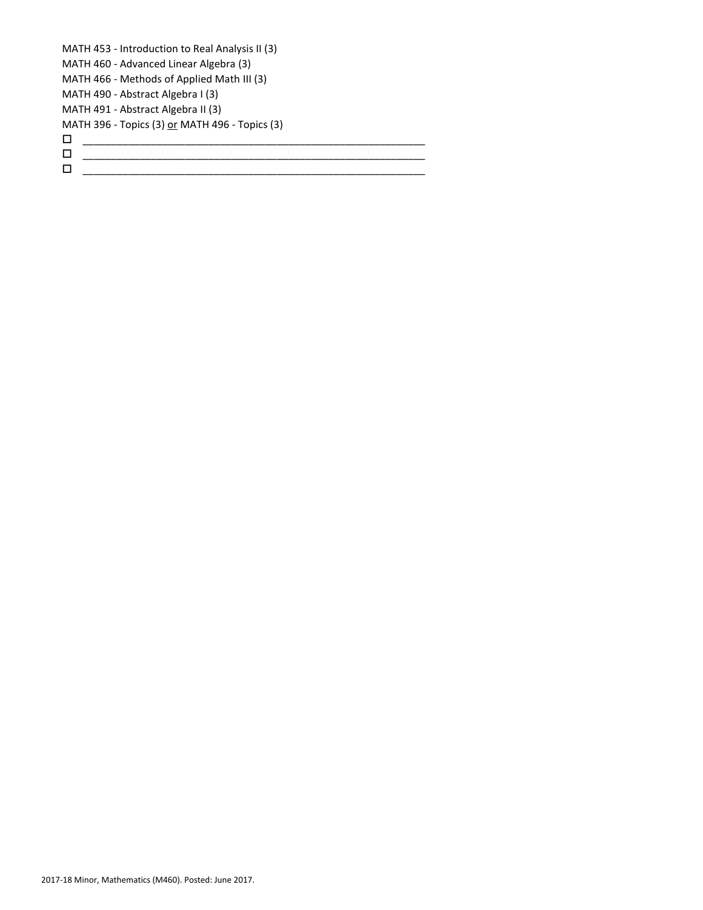MATH 453 - Introduction to Real Analysis II (3)
MATH 460 - Advanced Linear Algebra (3)
MATH 466 - Methods of Applied Math III (3)
MATH 490 - Abstract Algebra I (3)
MATH 491 - Abstract Algebra II (3)
MATH 396 - Topics (3) <u>or</u> MATH 496 - Topics (3)

- ☐ ____________________________________________________________
- ☐ ____________________________________________________________
- ☐ ____________________________________________________________

2017-18 Minor, Mathematics (M460). Posted: June 2017.